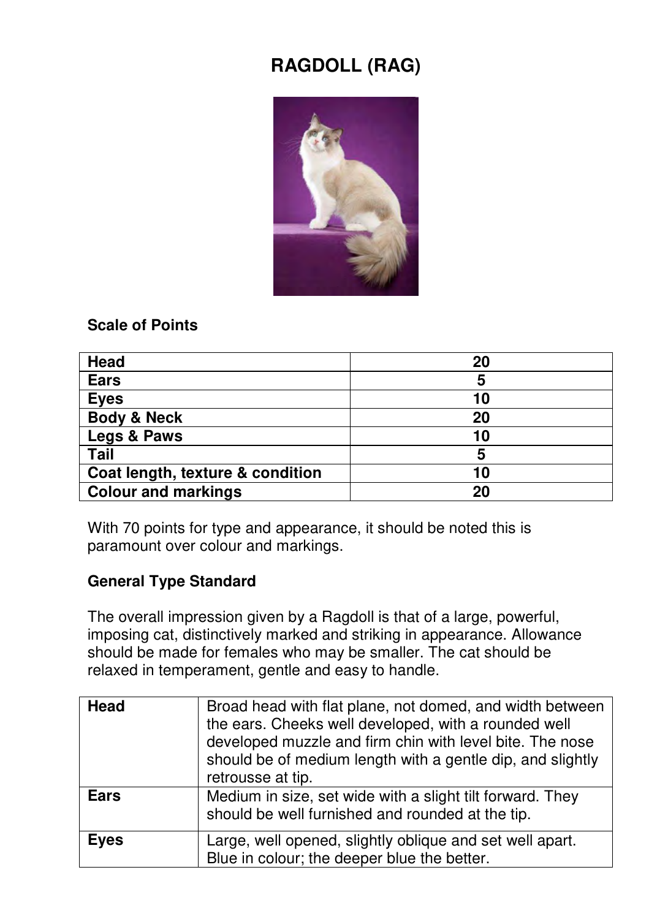# RAGDOLL (RAG)

**Scale of Points**

| | |
|---|---|
| **Head** | **20** |
| **Ears** | **5** |
| **Eyes** | **10** |
| **Body & Neck** | **20** |
| **Legs & Paws** | **10** |
| **Tail** | **5** |
| **Coat length, texture & condition** | **10** |
| **Colour and markings** | **20** |

With 70 points for type and appearance, it should be noted this is paramount over colour and markings.

**General Type Standard**

The overall impression given by a Ragdoll is that of a large, powerful, imposing cat, distinctively marked and striking in appearance. Allowance should be made for females who may be smaller. The cat should be relaxed in temperament, gentle and easy to handle.

| | |
|---|---|
| **Head** | Broad head with flat plane, not domed, and width between the ears. Cheeks well developed, with a rounded well developed muzzle and firm chin with level bite. The nose should be of medium length with a gentle dip, and slightly retrousse at tip. |
| **Ears** | Medium in size, set wide with a slight tilt forward. They should be well furnished and rounded at the tip. |
| **Eyes** | Large, well opened, slightly oblique and set well apart. Blue in colour; the deeper blue the better. |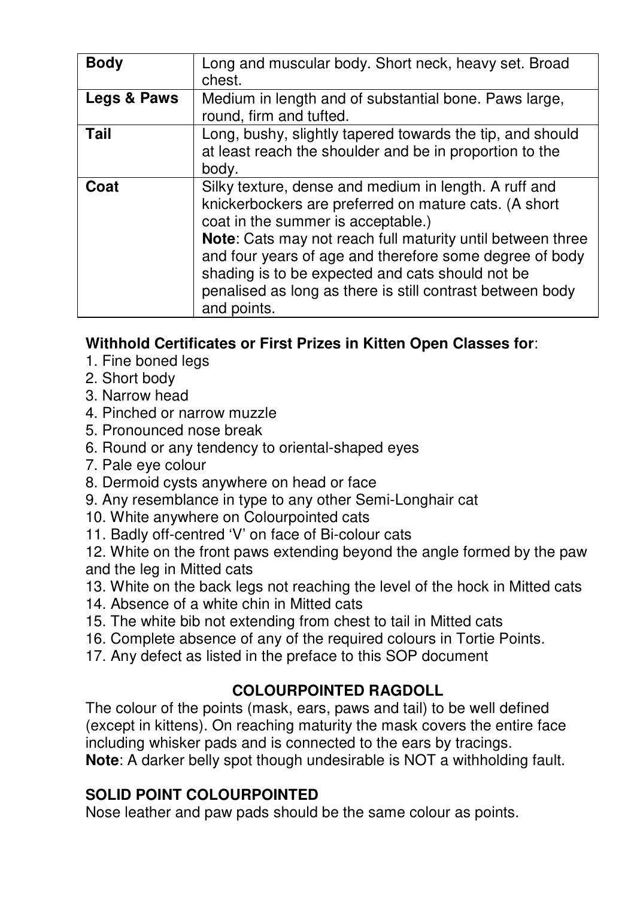| Body | Long and muscular body. Short neck, heavy set. Broad chest. |
|---|---|
| Legs & Paws | Medium in length and of substantial bone. Paws large, round, firm and tufted. |
| Tail | Long, bushy, slightly tapered towards the tip, and should at least reach the shoulder and be in proportion to the body. |
| Coat | Silky texture, dense and medium in length. A ruff and knickerbockers are preferred on mature cats. (A short coat in the summer is acceptable.)<br>**Note**: Cats may not reach full maturity until between three and four years of age and therefore some degree of body shading is to be expected and cats should not be penalised as long as there is still contrast between body and points. |

**Withhold Certificates or First Prizes in Kitten Open Classes for**:

1. Fine boned legs
2. Short body
3. Narrow head
4. Pinched or narrow muzzle
5. Pronounced nose break
6. Round or any tendency to oriental-shaped eyes
7. Pale eye colour
8. Dermoid cysts anywhere on head or face
9. Any resemblance in type to any other Semi-Longhair cat
10. White anywhere on Colourpointed cats
11. Badly off-centred 'V' on face of Bi-colour cats
12. White on the front paws extending beyond the angle formed by the paw and the leg in Mitted cats
13. White on the back legs not reaching the level of the hock in Mitted cats
14. Absence of a white chin in Mitted cats
15. The white bib not extending from chest to tail in Mitted cats
16. Complete absence of any of the required colours in Tortie Points.
17. Any defect as listed in the preface to this SOP document

## COLOURPOINTED RAGDOLL

The colour of the points (mask, ears, paws and tail) to be well defined (except in kittens). On reaching maturity the mask covers the entire face including whisker pads and is connected to the ears by tracings.
**Note**: A darker belly spot though undesirable is NOT a withholding fault.

### SOLID POINT COLOURPOINTED

Nose leather and paw pads should be the same colour as points.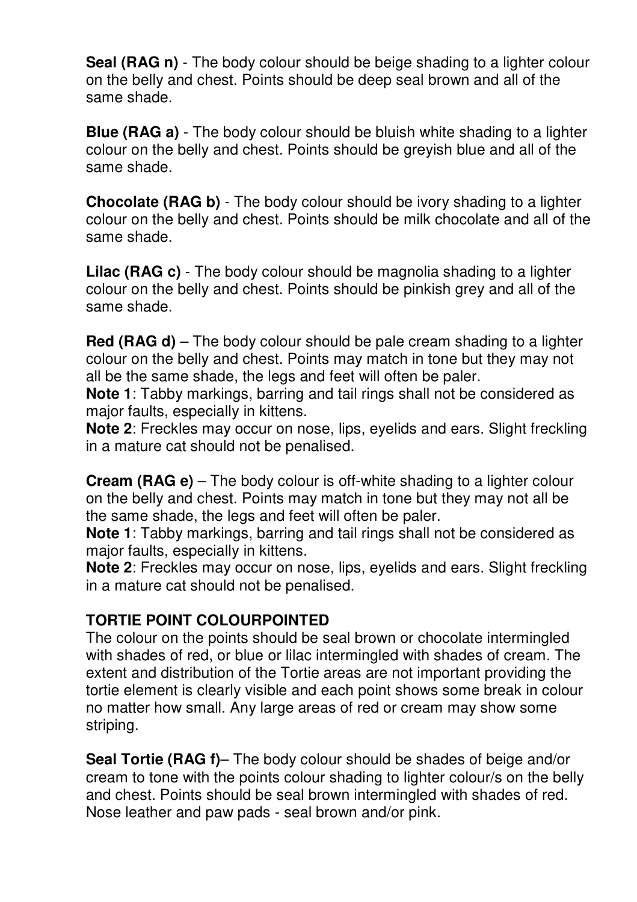**Seal (RAG n)** - The body colour should be beige shading to a lighter colour on the belly and chest. Points should be deep seal brown and all of the same shade.

**Blue (RAG a)** - The body colour should be bluish white shading to a lighter colour on the belly and chest. Points should be greyish blue and all of the same shade.

**Chocolate (RAG b)** - The body colour should be ivory shading to a lighter colour on the belly and chest. Points should be milk chocolate and all of the same shade.

**Lilac (RAG c)** - The body colour should be magnolia shading to a lighter colour on the belly and chest. Points should be pinkish grey and all of the same shade.

**Red (RAG d)** – The body colour should be pale cream shading to a lighter colour on the belly and chest. Points may match in tone but they may not all be the same shade, the legs and feet will often be paler.
**Note 1**: Tabby markings, barring and tail rings shall not be considered as major faults, especially in kittens.
**Note 2**: Freckles may occur on nose, lips, eyelids and ears. Slight freckling in a mature cat should not be penalised.

**Cream (RAG e)** – The body colour is off-white shading to a lighter colour on the belly and chest. Points may match in tone but they may not all be the same shade, the legs and feet will often be paler.
**Note 1**: Tabby markings, barring and tail rings shall not be considered as major faults, especially in kittens.
**Note 2**: Freckles may occur on nose, lips, eyelids and ears. Slight freckling in a mature cat should not be penalised.

**TORTIE POINT COLOURPOINTED**
The colour on the points should be seal brown or chocolate intermingled with shades of red, or blue or lilac intermingled with shades of cream. The extent and distribution of the Tortie areas are not important providing the tortie element is clearly visible and each point shows some break in colour no matter how small. Any large areas of red or cream may show some striping.

**Seal Tortie (RAG f)**– The body colour should be shades of beige and/or cream to tone with the points colour shading to lighter colour/s on the belly and chest. Points should be seal brown intermingled with shades of red. Nose leather and paw pads - seal brown and/or pink.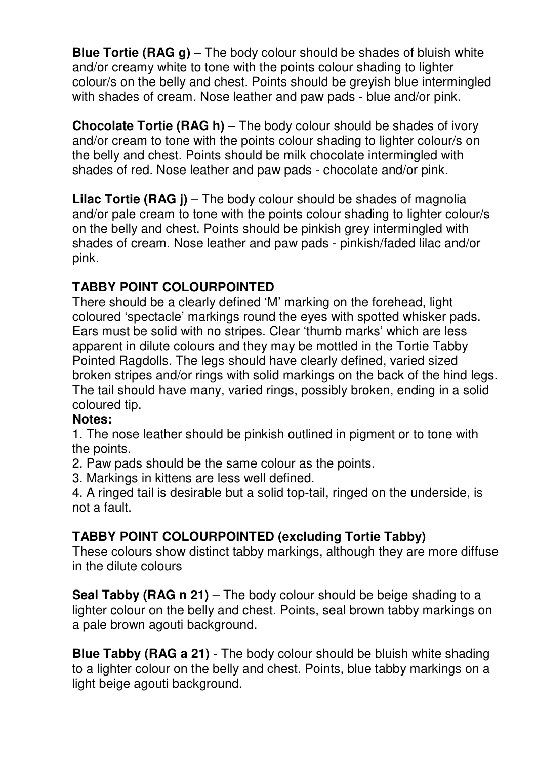**Blue Tortie (RAG g)** – The body colour should be shades of bluish white and/or creamy white to tone with the points colour shading to lighter colour/s on the belly and chest. Points should be greyish blue intermingled with shades of cream. Nose leather and paw pads - blue and/or pink.

**Chocolate Tortie (RAG h)** – The body colour should be shades of ivory and/or cream to tone with the points colour shading to lighter colour/s on the belly and chest. Points should be milk chocolate intermingled with shades of red. Nose leather and paw pads - chocolate and/or pink.

**Lilac Tortie (RAG j)** – The body colour should be shades of magnolia and/or pale cream to tone with the points colour shading to lighter colour/s on the belly and chest. Points should be pinkish grey intermingled with shades of cream. Nose leather and paw pads - pinkish/faded lilac and/or pink.

### TABBY POINT COLOURPOINTED

There should be a clearly defined 'M' marking on the forehead, light coloured 'spectacle' markings round the eyes with spotted whisker pads. Ears must be solid with no stripes. Clear 'thumb marks' which are less apparent in dilute colours and they may be mottled in the Tortie Tabby Pointed Ragdolls. The legs should have clearly defined, varied sized broken stripes and/or rings with solid markings on the back of the hind legs. The tail should have many, varied rings, possibly broken, ending in a solid coloured tip.

**Notes:**

1. The nose leather should be pinkish outlined in pigment or to tone with the points.
2. Paw pads should be the same colour as the points.
3. Markings in kittens are less well defined.
4. A ringed tail is desirable but a solid top-tail, ringed on the underside, is not a fault.

### TABBY POINT COLOURPOINTED (excluding Tortie Tabby)

These colours show distinct tabby markings, although they are more diffuse in the dilute colours

**Seal Tabby (RAG n 21)** – The body colour should be beige shading to a lighter colour on the belly and chest. Points, seal brown tabby markings on a pale brown agouti background.

**Blue Tabby (RAG a 21)** - The body colour should be bluish white shading to a lighter colour on the belly and chest. Points, blue tabby markings on a light beige agouti background.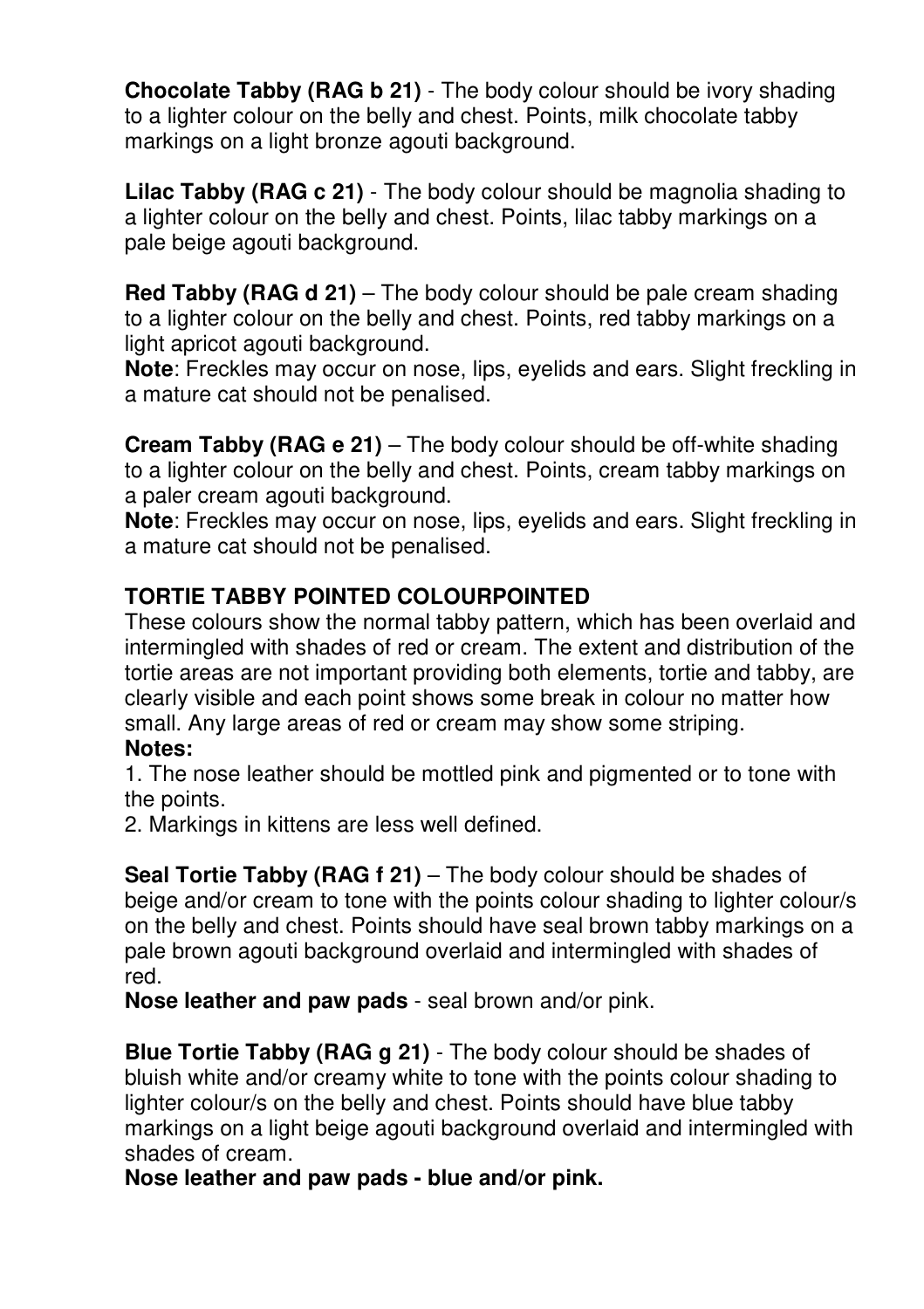**Chocolate Tabby (RAG b 21)** - The body colour should be ivory shading to a lighter colour on the belly and chest. Points, milk chocolate tabby markings on a light bronze agouti background.

**Lilac Tabby (RAG c 21)** - The body colour should be magnolia shading to a lighter colour on the belly and chest. Points, lilac tabby markings on a pale beige agouti background.

**Red Tabby (RAG d 21)** – The body colour should be pale cream shading to a lighter colour on the belly and chest. Points, red tabby markings on a light apricot agouti background.
**Note**: Freckles may occur on nose, lips, eyelids and ears. Slight freckling in a mature cat should not be penalised.

**Cream Tabby (RAG e 21)** – The body colour should be off-white shading to a lighter colour on the belly and chest. Points, cream tabby markings on a paler cream agouti background.
**Note**: Freckles may occur on nose, lips, eyelids and ears. Slight freckling in a mature cat should not be penalised.

**TORTIE TABBY POINTED COLOURPOINTED**

These colours show the normal tabby pattern, which has been overlaid and intermingled with shades of red or cream. The extent and distribution of the tortie areas are not important providing both elements, tortie and tabby, are clearly visible and each point shows some break in colour no matter how small. Any large areas of red or cream may show some striping.

**Notes:**

1. The nose leather should be mottled pink and pigmented or to tone with the points.
2. Markings in kittens are less well defined.

**Seal Tortie Tabby (RAG f 21)** – The body colour should be shades of beige and/or cream to tone with the points colour shading to lighter colour/s on the belly and chest. Points should have seal brown tabby markings on a pale brown agouti background overlaid and intermingled with shades of red.
**Nose leather and paw pads** - seal brown and/or pink.

**Blue Tortie Tabby (RAG g 21)** - The body colour should be shades of bluish white and/or creamy white to tone with the points colour shading to lighter colour/s on the belly and chest. Points should have blue tabby markings on a light beige agouti background overlaid and intermingled with shades of cream.
**Nose leather and paw pads - blue and/or pink.**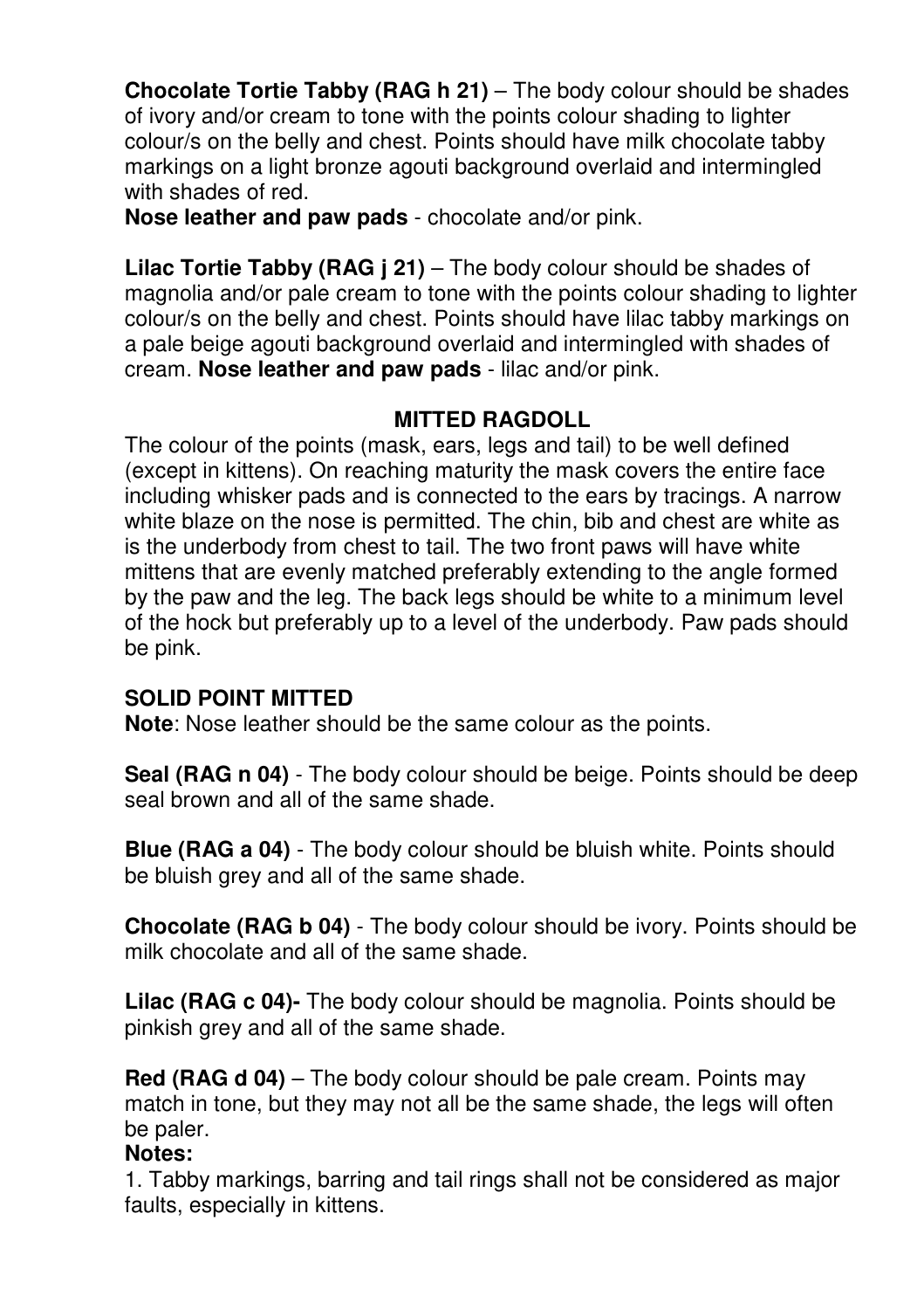**Chocolate Tortie Tabby (RAG h 21)** – The body colour should be shades of ivory and/or cream to tone with the points colour shading to lighter colour/s on the belly and chest. Points should have milk chocolate tabby markings on a light bronze agouti background overlaid and intermingled with shades of red.
**Nose leather and paw pads** - chocolate and/or pink.

**Lilac Tortie Tabby (RAG j 21)** – The body colour should be shades of magnolia and/or pale cream to tone with the points colour shading to lighter colour/s on the belly and chest. Points should have lilac tabby markings on a pale beige agouti background overlaid and intermingled with shades of cream. **Nose leather and paw pads** - lilac and/or pink.

## MITTED RAGDOLL

The colour of the points (mask, ears, legs and tail) to be well defined (except in kittens). On reaching maturity the mask covers the entire face including whisker pads and is connected to the ears by tracings. A narrow white blaze on the nose is permitted. The chin, bib and chest are white as is the underbody from chest to tail. The two front paws will have white mittens that are evenly matched preferably extending to the angle formed by the paw and the leg. The back legs should be white to a minimum level of the hock but preferably up to a level of the underbody. Paw pads should be pink.

### SOLID POINT MITTED

**Note**: Nose leather should be the same colour as the points.

**Seal (RAG n 04)** - The body colour should be beige. Points should be deep seal brown and all of the same shade.

**Blue (RAG a 04)** - The body colour should be bluish white. Points should be bluish grey and all of the same shade.

**Chocolate (RAG b 04)** - The body colour should be ivory. Points should be milk chocolate and all of the same shade.

**Lilac (RAG c 04)-** The body colour should be magnolia. Points should be pinkish grey and all of the same shade.

**Red (RAG d 04)** – The body colour should be pale cream. Points may match in tone, but they may not all be the same shade, the legs will often be paler.

**Notes:**

1. Tabby markings, barring and tail rings shall not be considered as major faults, especially in kittens.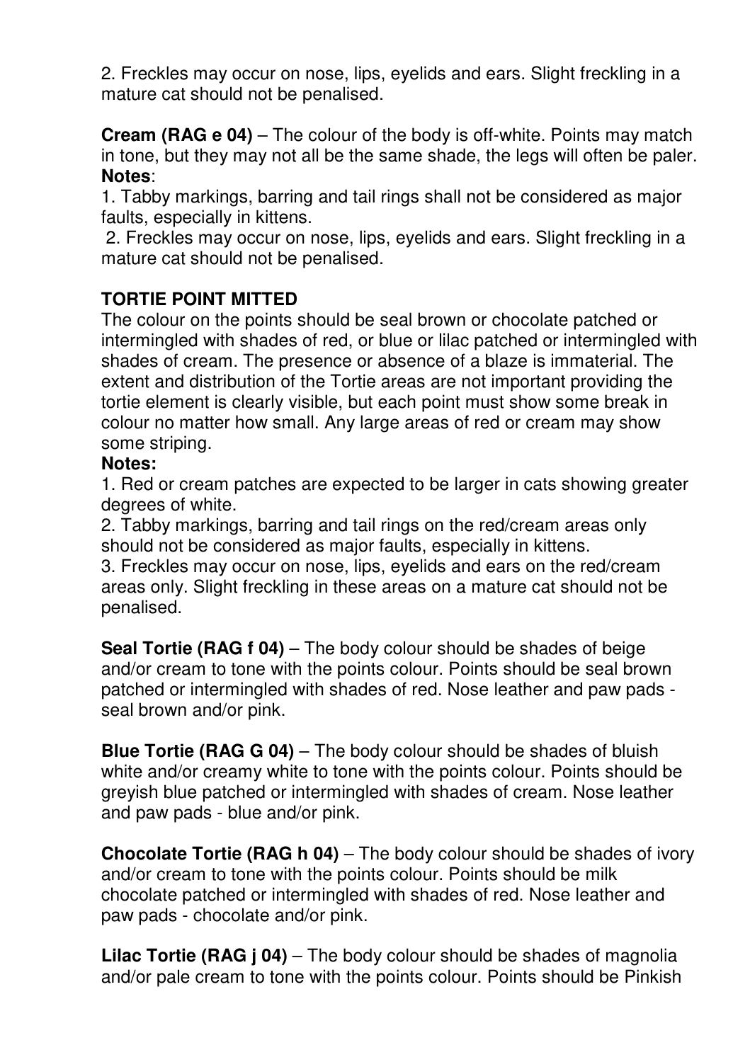2. Freckles may occur on nose, lips, eyelids and ears. Slight freckling in a mature cat should not be penalised.

**Cream (RAG e 04)** – The colour of the body is off-white. Points may match in tone, but they may not all be the same shade, the legs will often be paler.
**Notes**:
1. Tabby markings, barring and tail rings shall not be considered as major faults, especially in kittens.
2. Freckles may occur on nose, lips, eyelids and ears. Slight freckling in a mature cat should not be penalised.

**TORTIE POINT MITTED**

The colour on the points should be seal brown or chocolate patched or intermingled with shades of red, or blue or lilac patched or intermingled with shades of cream. The presence or absence of a blaze is immaterial. The extent and distribution of the Tortie areas are not important providing the tortie element is clearly visible, but each point must show some break in colour no matter how small. Any large areas of red or cream may show some striping.
**Notes:**
1. Red or cream patches are expected to be larger in cats showing greater degrees of white.
2. Tabby markings, barring and tail rings on the red/cream areas only should not be considered as major faults, especially in kittens.
3. Freckles may occur on nose, lips, eyelids and ears on the red/cream areas only. Slight freckling in these areas on a mature cat should not be penalised.

**Seal Tortie (RAG f 04)** – The body colour should be shades of beige and/or cream to tone with the points colour. Points should be seal brown patched or intermingled with shades of red. Nose leather and paw pads - seal brown and/or pink.

**Blue Tortie (RAG G 04)** – The body colour should be shades of bluish white and/or creamy white to tone with the points colour. Points should be greyish blue patched or intermingled with shades of cream. Nose leather and paw pads - blue and/or pink.

**Chocolate Tortie (RAG h 04)** – The body colour should be shades of ivory and/or cream to tone with the points colour. Points should be milk chocolate patched or intermingled with shades of red. Nose leather and paw pads - chocolate and/or pink.

**Lilac Tortie (RAG j 04)** – The body colour should be shades of magnolia and/or pale cream to tone with the points colour. Points should be Pinkish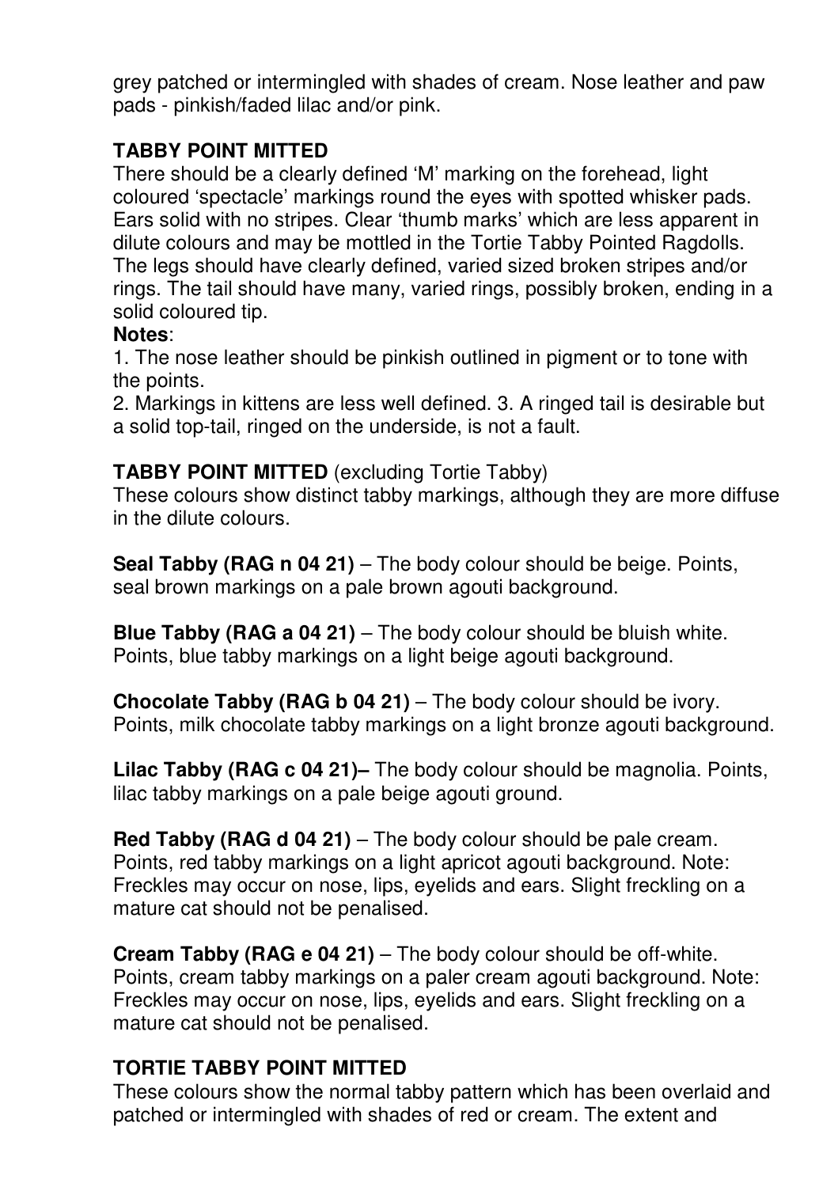grey patched or intermingled with shades of cream. Nose leather and paw pads - pinkish/faded lilac and/or pink.

**TABBY POINT MITTED**

There should be a clearly defined 'M' marking on the forehead, light coloured 'spectacle' markings round the eyes with spotted whisker pads. Ears solid with no stripes. Clear 'thumb marks' which are less apparent in dilute colours and may be mottled in the Tortie Tabby Pointed Ragdolls. The legs should have clearly defined, varied sized broken stripes and/or rings. The tail should have many, varied rings, possibly broken, ending in a solid coloured tip.

**Notes**:

1. The nose leather should be pinkish outlined in pigment or to tone with the points.

2. Markings in kittens are less well defined. 3. A ringed tail is desirable but a solid top-tail, ringed on the underside, is not a fault.

**TABBY POINT MITTED** (excluding Tortie Tabby)

These colours show distinct tabby markings, although they are more diffuse in the dilute colours.

**Seal Tabby (RAG n 04 21)** – The body colour should be beige. Points, seal brown markings on a pale brown agouti background.

**Blue Tabby (RAG a 04 21)** – The body colour should be bluish white. Points, blue tabby markings on a light beige agouti background.

**Chocolate Tabby (RAG b 04 21)** – The body colour should be ivory. Points, milk chocolate tabby markings on a light bronze agouti background.

**Lilac Tabby (RAG c 04 21)–** The body colour should be magnolia. Points, lilac tabby markings on a pale beige agouti ground.

**Red Tabby (RAG d 04 21)** – The body colour should be pale cream. Points, red tabby markings on a light apricot agouti background. Note: Freckles may occur on nose, lips, eyelids and ears. Slight freckling on a mature cat should not be penalised.

**Cream Tabby (RAG e 04 21)** – The body colour should be off-white. Points, cream tabby markings on a paler cream agouti background. Note: Freckles may occur on nose, lips, eyelids and ears. Slight freckling on a mature cat should not be penalised.

**TORTIE TABBY POINT MITTED**

These colours show the normal tabby pattern which has been overlaid and patched or intermingled with shades of red or cream. The extent and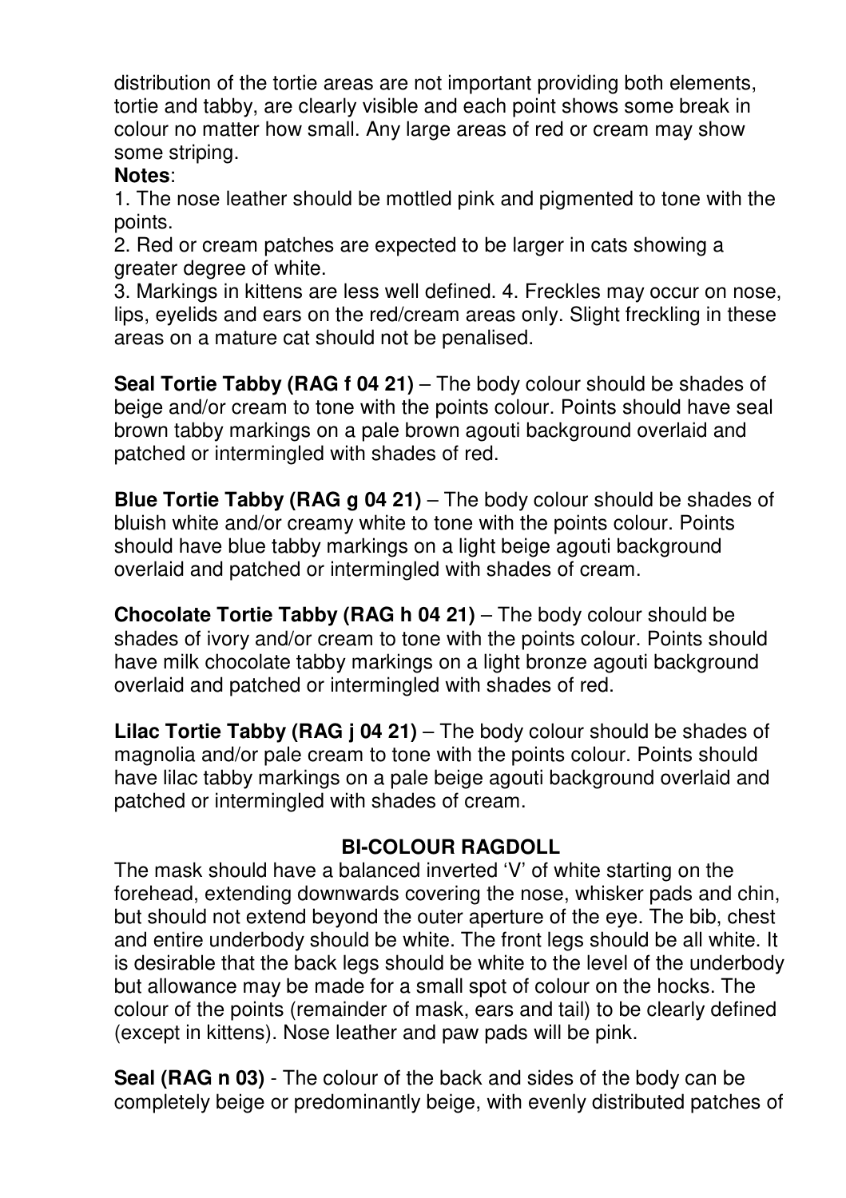distribution of the tortie areas are not important providing both elements, tortie and tabby, are clearly visible and each point shows some break in colour no matter how small. Any large areas of red or cream may show some striping.

**Notes**:

1. The nose leather should be mottled pink and pigmented to tone with the points.
2. Red or cream patches are expected to be larger in cats showing a greater degree of white.
3. Markings in kittens are less well defined. 4. Freckles may occur on nose, lips, eyelids and ears on the red/cream areas only. Slight freckling in these areas on a mature cat should not be penalised.

**Seal Tortie Tabby (RAG f 04 21)** – The body colour should be shades of beige and/or cream to tone with the points colour. Points should have seal brown tabby markings on a pale brown agouti background overlaid and patched or intermingled with shades of red.

**Blue Tortie Tabby (RAG g 04 21)** – The body colour should be shades of bluish white and/or creamy white to tone with the points colour. Points should have blue tabby markings on a light beige agouti background overlaid and patched or intermingled with shades of cream.

**Chocolate Tortie Tabby (RAG h 04 21)** – The body colour should be shades of ivory and/or cream to tone with the points colour. Points should have milk chocolate tabby markings on a light bronze agouti background overlaid and patched or intermingled with shades of red.

**Lilac Tortie Tabby (RAG j 04 21)** – The body colour should be shades of magnolia and/or pale cream to tone with the points colour. Points should have lilac tabby markings on a pale beige agouti background overlaid and patched or intermingled with shades of cream.

## BI-COLOUR RAGDOLL

The mask should have a balanced inverted 'V' of white starting on the forehead, extending downwards covering the nose, whisker pads and chin, but should not extend beyond the outer aperture of the eye. The bib, chest and entire underbody should be white. The front legs should be all white. It is desirable that the back legs should be white to the level of the underbody but allowance may be made for a small spot of colour on the hocks. The colour of the points (remainder of mask, ears and tail) to be clearly defined (except in kittens). Nose leather and paw pads will be pink.

**Seal (RAG n 03)** - The colour of the back and sides of the body can be completely beige or predominantly beige, with evenly distributed patches of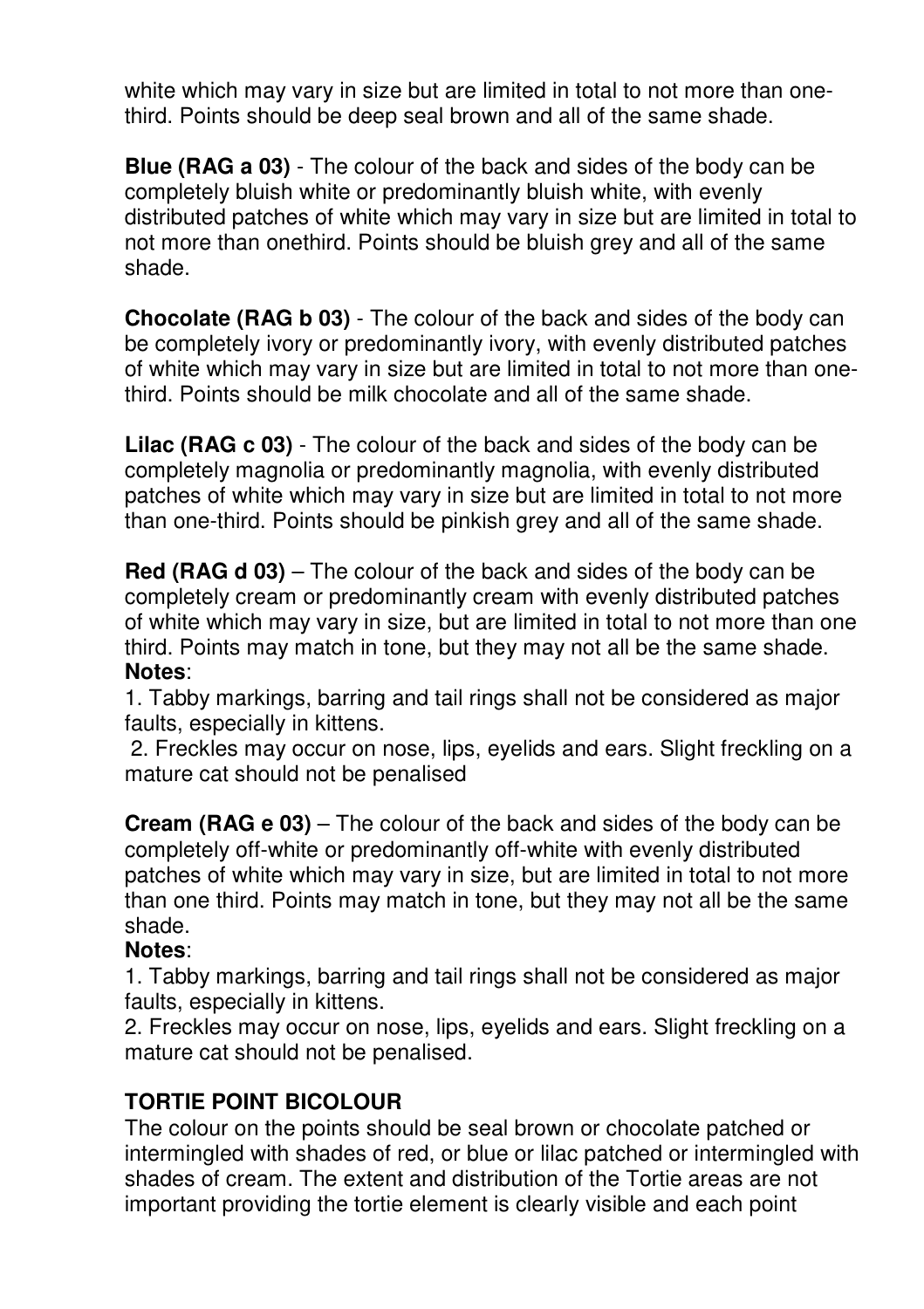white which may vary in size but are limited in total to not more than one-third. Points should be deep seal brown and all of the same shade.

**Blue (RAG a 03)** - The colour of the back and sides of the body can be completely bluish white or predominantly bluish white, with evenly distributed patches of white which may vary in size but are limited in total to not more than onethird. Points should be bluish grey and all of the same shade.

**Chocolate (RAG b 03)** - The colour of the back and sides of the body can be completely ivory or predominantly ivory, with evenly distributed patches of white which may vary in size but are limited in total to not more than one-third. Points should be milk chocolate and all of the same shade.

**Lilac (RAG c 03)** - The colour of the back and sides of the body can be completely magnolia or predominantly magnolia, with evenly distributed patches of white which may vary in size but are limited in total to not more than one-third. Points should be pinkish grey and all of the same shade.

**Red (RAG d 03)** – The colour of the back and sides of the body can be completely cream or predominantly cream with evenly distributed patches of white which may vary in size, but are limited in total to not more than one third. Points may match in tone, but they may not all be the same shade.
**Notes**:
1. Tabby markings, barring and tail rings shall not be considered as major faults, especially in kittens.
2. Freckles may occur on nose, lips, eyelids and ears. Slight freckling on a mature cat should not be penalised

**Cream (RAG e 03)** – The colour of the back and sides of the body can be completely off-white or predominantly off-white with evenly distributed patches of white which may vary in size, but are limited in total to not more than one third. Points may match in tone, but they may not all be the same shade.
**Notes**:
1. Tabby markings, barring and tail rings shall not be considered as major faults, especially in kittens.
2. Freckles may occur on nose, lips, eyelids and ears. Slight freckling on a mature cat should not be penalised.

**TORTIE POINT BICOLOUR**
The colour on the points should be seal brown or chocolate patched or intermingled with shades of red, or blue or lilac patched or intermingled with shades of cream. The extent and distribution of the Tortie areas are not important providing the tortie element is clearly visible and each point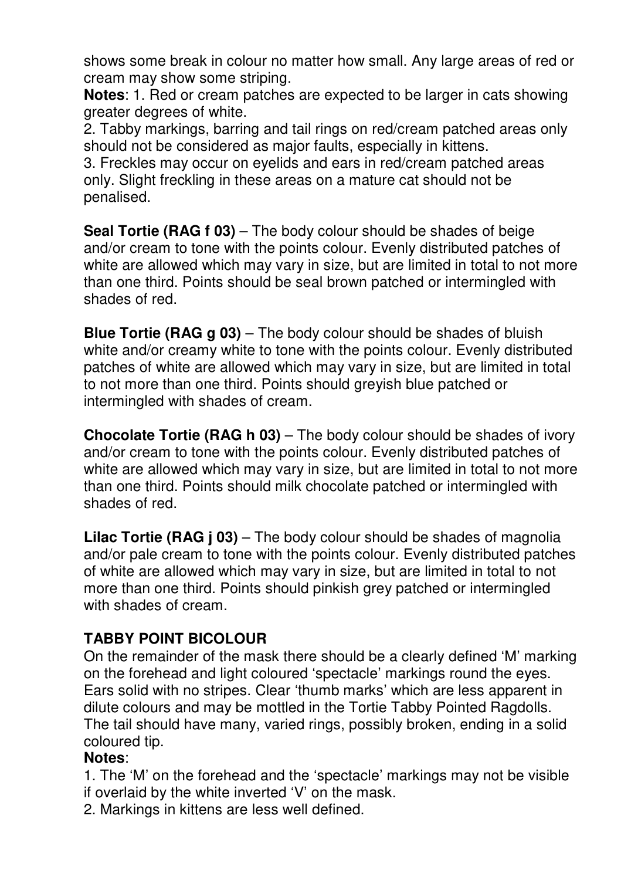shows some break in colour no matter how small. Any large areas of red or cream may show some striping.

**Notes**: 1. Red or cream patches are expected to be larger in cats showing greater degrees of white.

2. Tabby markings, barring and tail rings on red/cream patched areas only should not be considered as major faults, especially in kittens.

3. Freckles may occur on eyelids and ears in red/cream patched areas only. Slight freckling in these areas on a mature cat should not be penalised.

**Seal Tortie (RAG f 03)** – The body colour should be shades of beige and/or cream to tone with the points colour. Evenly distributed patches of white are allowed which may vary in size, but are limited in total to not more than one third. Points should be seal brown patched or intermingled with shades of red.

**Blue Tortie (RAG g 03)** – The body colour should be shades of bluish white and/or creamy white to tone with the points colour. Evenly distributed patches of white are allowed which may vary in size, but are limited in total to not more than one third. Points should greyish blue patched or intermingled with shades of cream.

**Chocolate Tortie (RAG h 03)** – The body colour should be shades of ivory and/or cream to tone with the points colour. Evenly distributed patches of white are allowed which may vary in size, but are limited in total to not more than one third. Points should milk chocolate patched or intermingled with shades of red.

**Lilac Tortie (RAG j 03)** – The body colour should be shades of magnolia and/or pale cream to tone with the points colour. Evenly distributed patches of white are allowed which may vary in size, but are limited in total to not more than one third. Points should pinkish grey patched or intermingled with shades of cream.

## TABBY POINT BICOLOUR

On the remainder of the mask there should be a clearly defined 'M' marking on the forehead and light coloured 'spectacle' markings round the eyes. Ears solid with no stripes. Clear 'thumb marks' which are less apparent in dilute colours and may be mottled in the Tortie Tabby Pointed Ragdolls. The tail should have many, varied rings, possibly broken, ending in a solid coloured tip.

**Notes**:

1. The 'M' on the forehead and the 'spectacle' markings may not be visible if overlaid by the white inverted 'V' on the mask.
2. Markings in kittens are less well defined.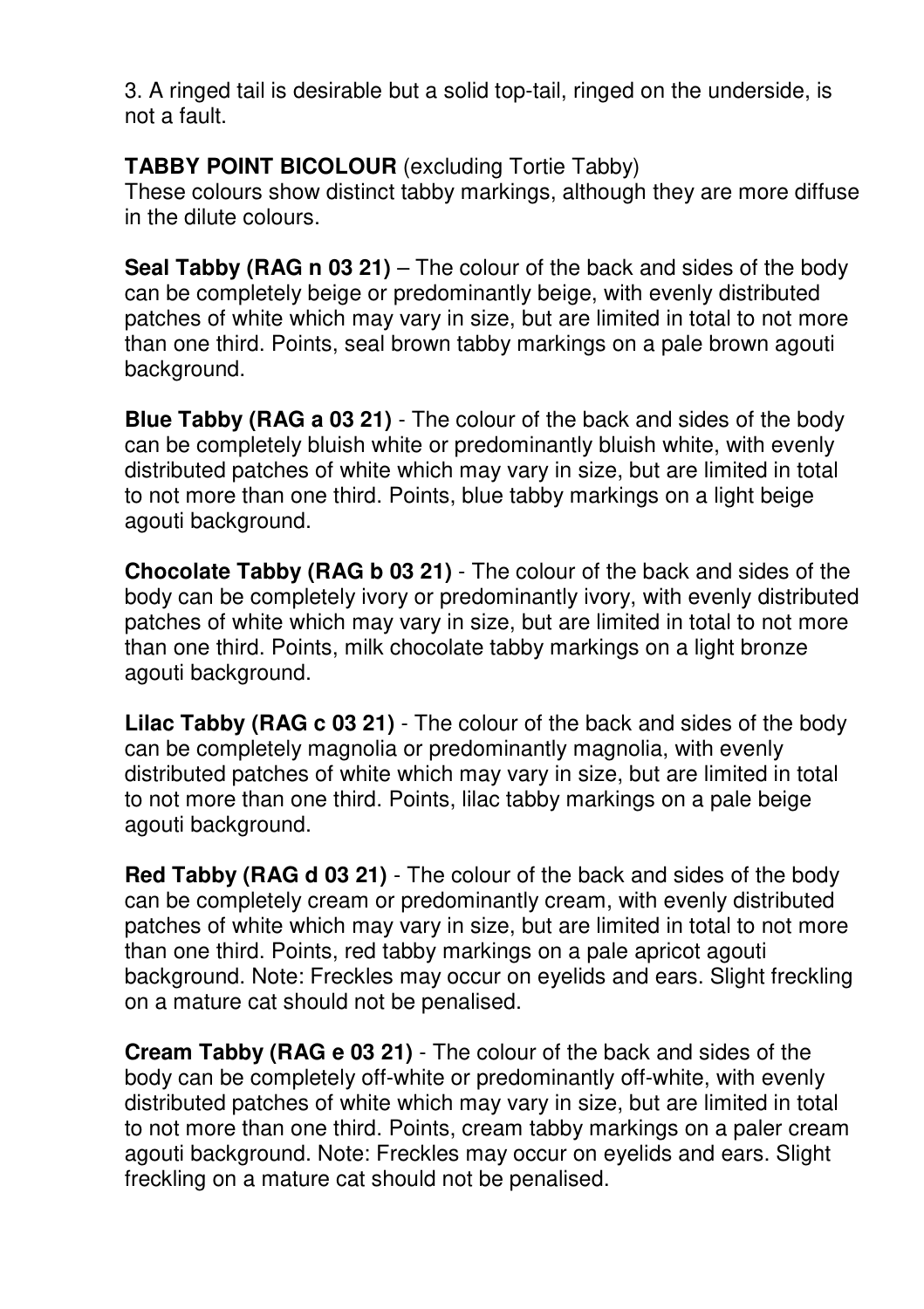3. A ringed tail is desirable but a solid top-tail, ringed on the underside, is not a fault.

**TABBY POINT BICOLOUR** (excluding Tortie Tabby)
These colours show distinct tabby markings, although they are more diffuse in the dilute colours.

**Seal Tabby (RAG n 03 21)** – The colour of the back and sides of the body can be completely beige or predominantly beige, with evenly distributed patches of white which may vary in size, but are limited in total to not more than one third. Points, seal brown tabby markings on a pale brown agouti background.

**Blue Tabby (RAG a 03 21)** - The colour of the back and sides of the body can be completely bluish white or predominantly bluish white, with evenly distributed patches of white which may vary in size, but are limited in total to not more than one third. Points, blue tabby markings on a light beige agouti background.

**Chocolate Tabby (RAG b 03 21)** - The colour of the back and sides of the body can be completely ivory or predominantly ivory, with evenly distributed patches of white which may vary in size, but are limited in total to not more than one third. Points, milk chocolate tabby markings on a light bronze agouti background.

**Lilac Tabby (RAG c 03 21)** - The colour of the back and sides of the body can be completely magnolia or predominantly magnolia, with evenly distributed patches of white which may vary in size, but are limited in total to not more than one third. Points, lilac tabby markings on a pale beige agouti background.

**Red Tabby (RAG d 03 21)** - The colour of the back and sides of the body can be completely cream or predominantly cream, with evenly distributed patches of white which may vary in size, but are limited in total to not more than one third. Points, red tabby markings on a pale apricot agouti background. Note: Freckles may occur on eyelids and ears. Slight freckling on a mature cat should not be penalised.

**Cream Tabby (RAG e 03 21)** - The colour of the back and sides of the body can be completely off-white or predominantly off-white, with evenly distributed patches of white which may vary in size, but are limited in total to not more than one third. Points, cream tabby markings on a paler cream agouti background. Note: Freckles may occur on eyelids and ears. Slight freckling on a mature cat should not be penalised.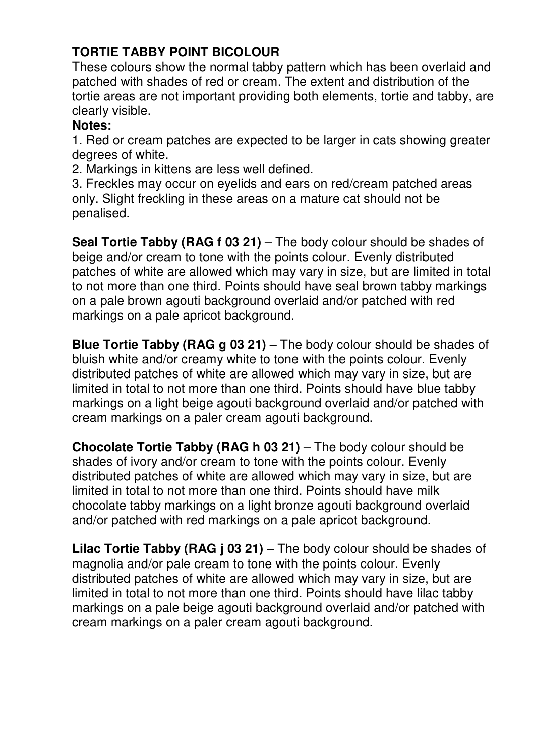## TORTIE TABBY POINT BICOLOUR

These colours show the normal tabby pattern which has been overlaid and patched with shades of red or cream. The extent and distribution of the tortie areas are not important providing both elements, tortie and tabby, are clearly visible.

**Notes:**

1. Red or cream patches are expected to be larger in cats showing greater degrees of white.
2. Markings in kittens are less well defined.
3. Freckles may occur on eyelids and ears on red/cream patched areas only. Slight freckling in these areas on a mature cat should not be penalised.

**Seal Tortie Tabby (RAG f 03 21)** – The body colour should be shades of beige and/or cream to tone with the points colour. Evenly distributed patches of white are allowed which may vary in size, but are limited in total to not more than one third. Points should have seal brown tabby markings on a pale brown agouti background overlaid and/or patched with red markings on a pale apricot background.

**Blue Tortie Tabby (RAG g 03 21)** – The body colour should be shades of bluish white and/or creamy white to tone with the points colour. Evenly distributed patches of white are allowed which may vary in size, but are limited in total to not more than one third. Points should have blue tabby markings on a light beige agouti background overlaid and/or patched with cream markings on a paler cream agouti background.

**Chocolate Tortie Tabby (RAG h 03 21)** – The body colour should be shades of ivory and/or cream to tone with the points colour. Evenly distributed patches of white are allowed which may vary in size, but are limited in total to not more than one third. Points should have milk chocolate tabby markings on a light bronze agouti background overlaid and/or patched with red markings on a pale apricot background.

**Lilac Tortie Tabby (RAG j 03 21)** – The body colour should be shades of magnolia and/or pale cream to tone with the points colour. Evenly distributed patches of white are allowed which may vary in size, but are limited in total to not more than one third. Points should have lilac tabby markings on a pale beige agouti background overlaid and/or patched with cream markings on a paler cream agouti background.